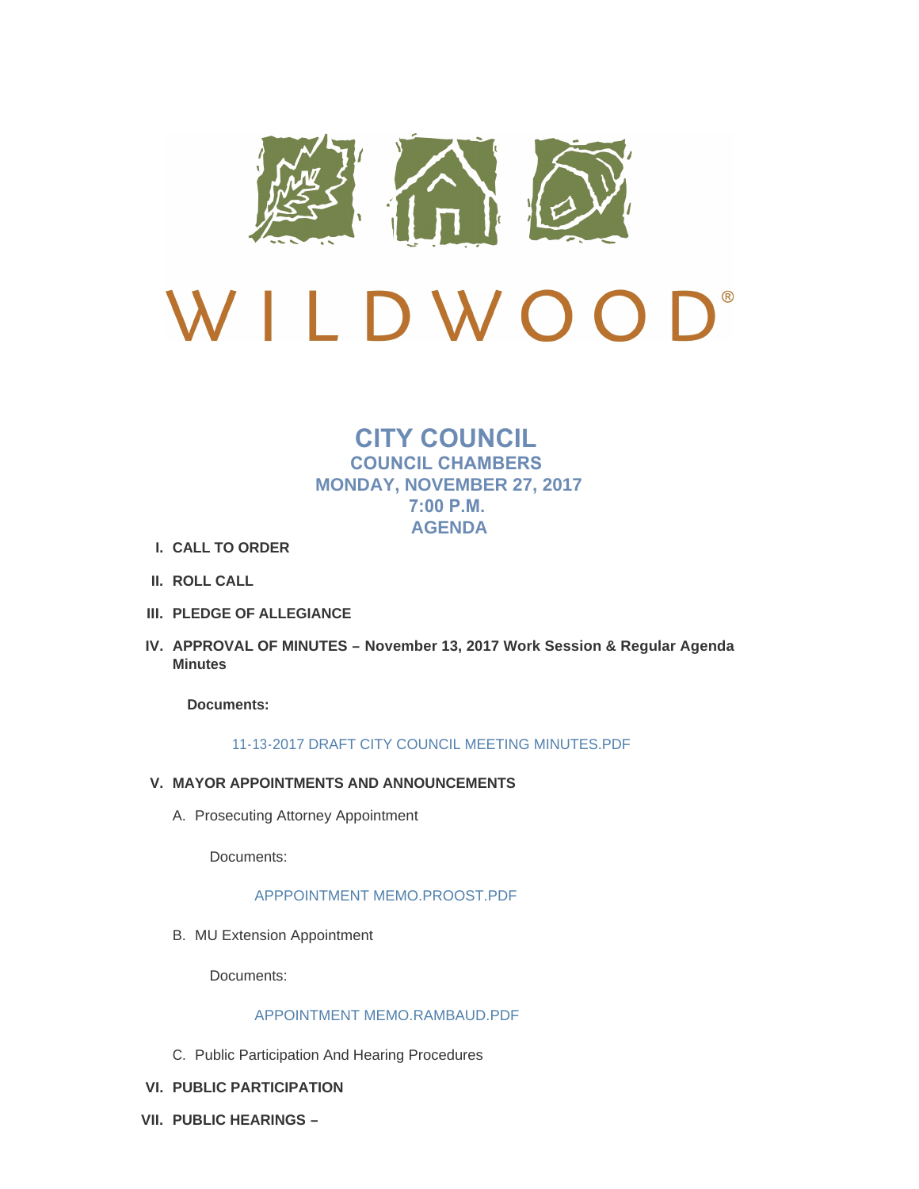WILDWOOD®

# CITY COUNCIL

## COUNCIL CHAMBERS
## MONDAY, NOVEMBER 27, 2017
## 7:00 P.M.
## AGENDA

I. **CALL TO ORDER**

II. **ROLL CALL**

III. **PLEDGE OF ALLEGIANCE**

IV. **APPROVAL OF MINUTES – November 13, 2017 Work Session & Regular Agenda Minutes**

**Documents:**

11-13-2017 DRAFT CITY COUNCIL MEETING MINUTES.PDF

V. **MAYOR APPOINTMENTS AND ANNOUNCEMENTS**

A. Prosecuting Attorney Appointment

Documents:

APPPOINTMENT MEMO.PROOST.PDF

B. MU Extension Appointment

Documents:

APPOINTMENT MEMO.RAMBAUD.PDF

C. Public Participation And Hearing Procedures

VI. **PUBLIC PARTICIPATION**

VII. **PUBLIC HEARINGS –**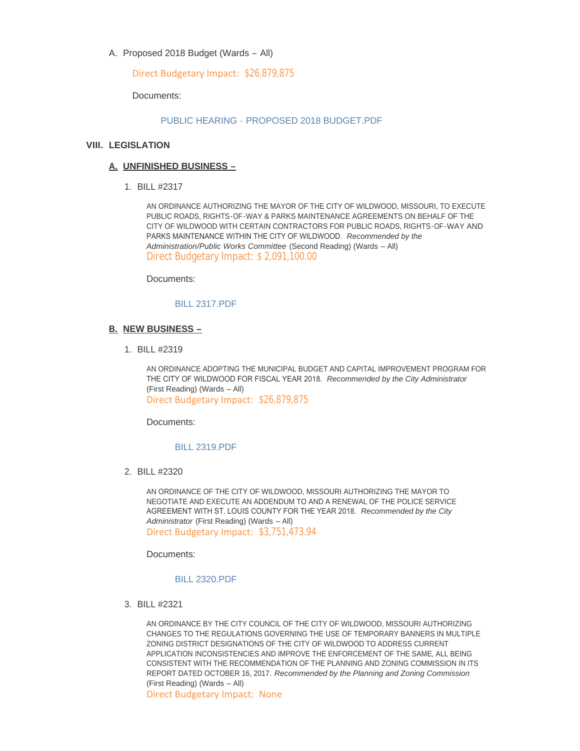A. Proposed 2018 Budget (Wards – All)

Direct Budgetary Impact: $26,879,875

Documents:

PUBLIC HEARING - PROPOSED 2018 BUDGET.PDF

## VIII. LEGISLATION

### A. UNFINISHED BUSINESS –

1. BILL #2317

   AN ORDINANCE AUTHORIZING THE MAYOR OF THE CITY OF WILDWOOD, MISSOURI, TO EXECUTE PUBLIC ROADS, RIGHTS-OF-WAY & PARKS MAINTENANCE AGREEMENTS ON BEHALF OF THE CITY OF WILDWOOD WITH CERTAIN CONTRACTORS FOR PUBLIC ROADS, RIGHTS-OF-WAY AND PARKS MAINTENANCE WITHIN THE CITY OF WILDWOOD. *Recommended by the Administration/Public Works Committee* (Second Reading) (Wards – All)
   Direct Budgetary Impact: $ 2,091,100.00

   Documents:

   BILL 2317.PDF

### B. NEW BUSINESS –

1. BILL #2319

   AN ORDINANCE ADOPTING THE MUNICIPAL BUDGET AND CAPITAL IMPROVEMENT PROGRAM FOR THE CITY OF WILDWOOD FOR FISCAL YEAR 2018. *Recommended by the City Administrator* (First Reading) (Wards – All)
   Direct Budgetary Impact: $26,879,875

   Documents:

   BILL 2319.PDF

2. BILL #2320

   AN ORDINANCE OF THE CITY OF WILDWOOD, MISSOURI AUTHORIZING THE MAYOR TO NEGOTIATE AND EXECUTE AN ADDENDUM TO AND A RENEWAL OF THE POLICE SERVICE AGREEMENT WITH ST. LOUIS COUNTY FOR THE YEAR 2018. *Recommended by the City Administrator* (First Reading) (Wards – All)
   Direct Budgetary Impact: $3,751,473.94

   Documents:

   BILL 2320.PDF

3. BILL #2321

   AN ORDINANCE BY THE CITY COUNCIL OF THE CITY OF WILDWOOD, MISSOURI AUTHORIZING CHANGES TO THE REGULATIONS GOVERNING THE USE OF TEMPORARY BANNERS IN MULTIPLE ZONING DISTRICT DESIGNATIONS OF THE CITY OF WILDWOOD TO ADDRESS CURRENT APPLICATION INCONSISTENCIES AND IMPROVE THE ENFORCEMENT OF THE SAME, ALL BEING CONSISTENT WITH THE RECOMMENDATION OF THE PLANNING AND ZONING COMMISSION IN ITS REPORT DATED OCTOBER 16, 2017. *Recommended by the Planning and Zoning Commission* (First Reading) (Wards – All)
   Direct Budgetary Impact: None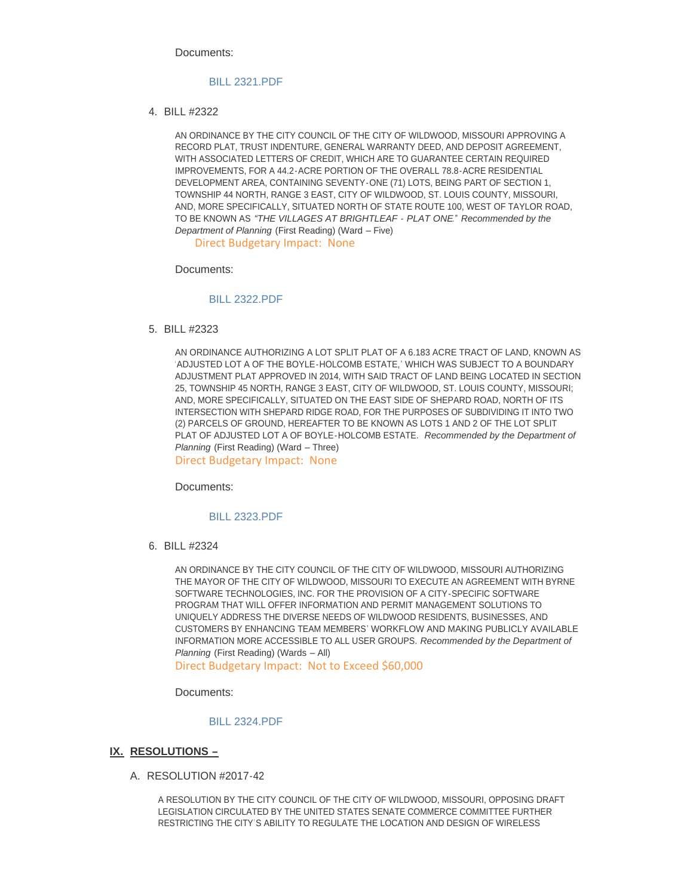Documents:

BILL 2321.PDF

4. BILL #2322

AN ORDINANCE BY THE CITY COUNCIL OF THE CITY OF WILDWOOD, MISSOURI APPROVING A RECORD PLAT, TRUST INDENTURE, GENERAL WARRANTY DEED, AND DEPOSIT AGREEMENT, WITH ASSOCIATED LETTERS OF CREDIT, WHICH ARE TO GUARANTEE CERTAIN REQUIRED IMPROVEMENTS, FOR A 44.2-ACRE PORTION OF THE OVERALL 78.8-ACRE RESIDENTIAL DEVELOPMENT AREA, CONTAINING SEVENTY-ONE (71) LOTS, BEING PART OF SECTION 1, TOWNSHIP 44 NORTH, RANGE 3 EAST, CITY OF WILDWOOD, ST. LOUIS COUNTY, MISSOURI, AND, MORE SPECIFICALLY, SITUATED NORTH OF STATE ROUTE 100, WEST OF TAYLOR ROAD, TO BE KNOWN AS *"THE VILLAGES AT BRIGHTLEAF - PLAT ONE."* *Recommended by the Department of Planning* (First Reading) (Ward – Five)
Direct Budgetary Impact: None

Documents:

BILL 2322.PDF

5. BILL #2323

AN ORDINANCE AUTHORIZING A LOT SPLIT PLAT OF A 6.183 ACRE TRACT OF LAND, KNOWN AS 'ADJUSTED LOT A OF THE BOYLE-HOLCOMB ESTATE,' WHICH WAS SUBJECT TO A BOUNDARY ADJUSTMENT PLAT APPROVED IN 2014, WITH SAID TRACT OF LAND BEING LOCATED IN SECTION 25, TOWNSHIP 45 NORTH, RANGE 3 EAST, CITY OF WILDWOOD, ST. LOUIS COUNTY, MISSOURI; AND, MORE SPECIFICALLY, SITUATED ON THE EAST SIDE OF SHEPARD ROAD, NORTH OF ITS INTERSECTION WITH SHEPARD RIDGE ROAD, FOR THE PURPOSES OF SUBDIVIDING IT INTO TWO (2) PARCELS OF GROUND, HEREAFTER TO BE KNOWN AS LOTS 1 AND 2 OF THE LOT SPLIT PLAT OF ADJUSTED LOT A OF BOYLE-HOLCOMB ESTATE. *Recommended by the Department of Planning* (First Reading) (Ward – Three)
Direct Budgetary Impact: None

Documents:

BILL 2323.PDF

6. BILL #2324

AN ORDINANCE BY THE CITY COUNCIL OF THE CITY OF WILDWOOD, MISSOURI AUTHORIZING THE MAYOR OF THE CITY OF WILDWOOD, MISSOURI TO EXECUTE AN AGREEMENT WITH BYRNE SOFTWARE TECHNOLOGIES, INC. FOR THE PROVISION OF A CITY-SPECIFIC SOFTWARE PROGRAM THAT WILL OFFER INFORMATION AND PERMIT MANAGEMENT SOLUTIONS TO UNIQUELY ADDRESS THE DIVERSE NEEDS OF WILDWOOD RESIDENTS, BUSINESSES, AND CUSTOMERS BY ENHANCING TEAM MEMBERS' WORKFLOW AND MAKING PUBLICLY AVAILABLE INFORMATION MORE ACCESSIBLE TO ALL USER GROUPS. *Recommended by the Department of Planning* (First Reading) (Wards – All)
Direct Budgetary Impact: Not to Exceed $60,000

Documents:

BILL 2324.PDF

## IX. RESOLUTIONS –

A. RESOLUTION #2017-42

A RESOLUTION BY THE CITY COUNCIL OF THE CITY OF WILDWOOD, MISSOURI, OPPOSING DRAFT LEGISLATION CIRCULATED BY THE UNITED STATES SENATE COMMERCE COMMITTEE FURTHER RESTRICTING THE CITY'S ABILITY TO REGULATE THE LOCATION AND DESIGN OF WIRELESS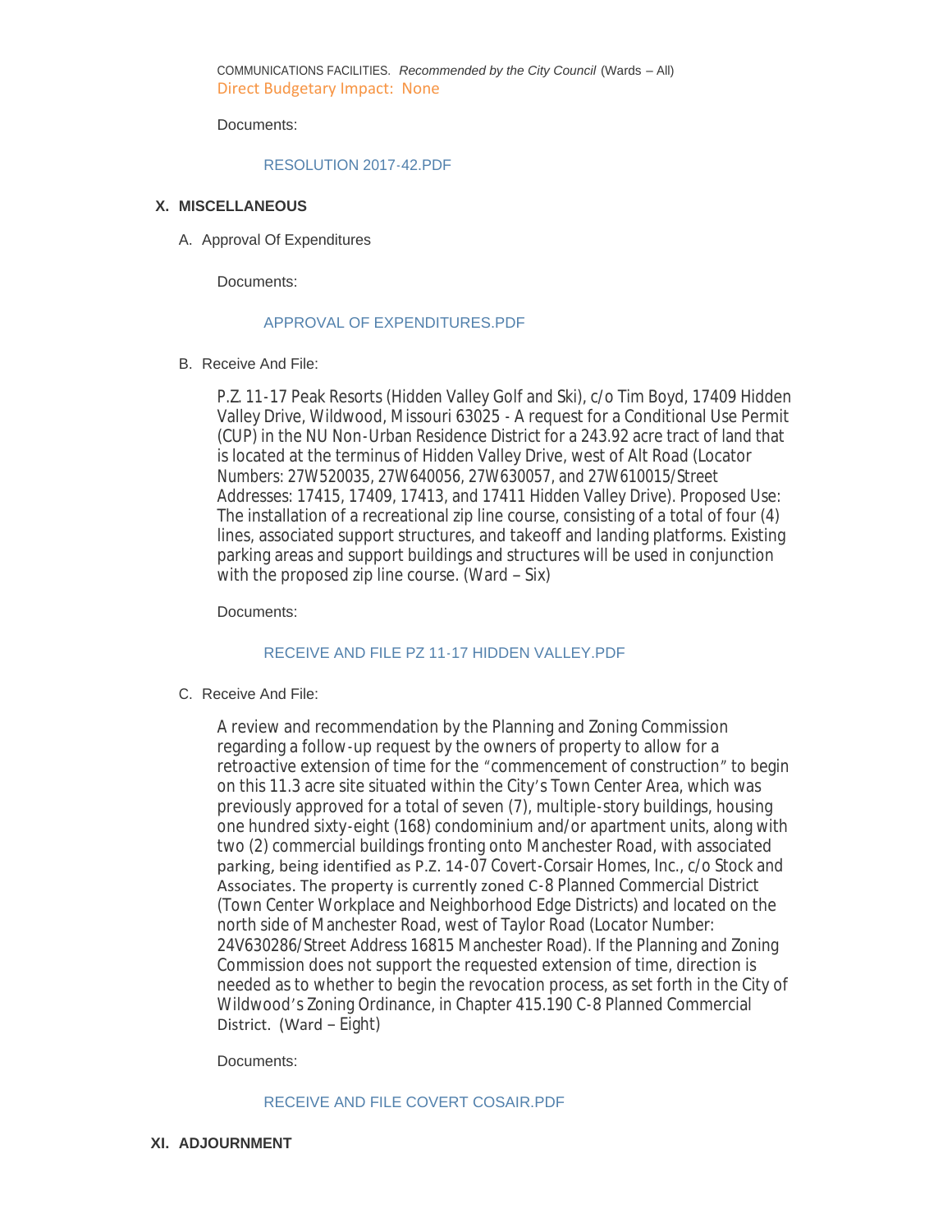COMMUNICATIONS FACILITIES. *Recommended by the City Council* (Wards – All)
Direct Budgetary Impact: None

Documents:

RESOLUTION 2017-42.PDF

## X. MISCELLANEOUS

A. Approval Of Expenditures

Documents:

APPROVAL OF EXPENDITURES.PDF

B. Receive And File:

P.Z. 11-17 Peak Resorts (Hidden Valley Golf and Ski), c/o Tim Boyd, 17409 Hidden Valley Drive, Wildwood, Missouri 63025 - A request for a Conditional Use Permit (CUP) in the NU Non-Urban Residence District for a 243.92 acre tract of land that is located at the terminus of Hidden Valley Drive, west of Alt Road (Locator Numbers: 27W520035, 27W640056, 27W630057, and 27W610015/Street Addresses: 17415, 17409, 17413, and 17411 Hidden Valley Drive). Proposed Use: The installation of a recreational zip line course, consisting of a total of four (4) lines, associated support structures, and takeoff and landing platforms. Existing parking areas and support buildings and structures will be used in conjunction with the proposed zip line course. (Ward – Six)

Documents:

RECEIVE AND FILE PZ 11-17 HIDDEN VALLEY.PDF

C. Receive And File:

A review and recommendation by the Planning and Zoning Commission regarding a follow-up request by the owners of property to allow for a retroactive extension of time for the "commencement of construction" to begin on this 11.3 acre site situated within the City's Town Center Area, which was previously approved for a total of seven (7), multiple-story buildings, housing one hundred sixty-eight (168) condominium and/or apartment units, along with two (2) commercial buildings fronting onto Manchester Road, with associated parking, being identified as P.Z. 14-07 Covert-Corsair Homes, Inc., c/o Stock and Associates. The property is currently zoned C-8 Planned Commercial District (Town Center Workplace and Neighborhood Edge Districts) and located on the north side of Manchester Road, west of Taylor Road (Locator Number: 24V630286/Street Address 16815 Manchester Road). If the Planning and Zoning Commission does not support the requested extension of time, direction is needed as to whether to begin the revocation process, as set forth in the City of Wildwood's Zoning Ordinance, in Chapter 415.190 C-8 Planned Commercial District. (Ward – Eight)

Documents:

RECEIVE AND FILE COVERT COSAIR.PDF

## XI. ADJOURNMENT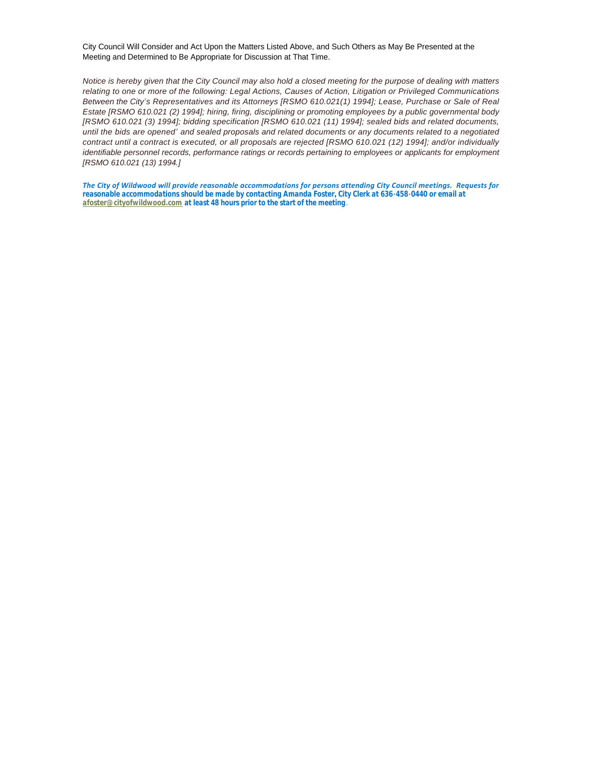City Council Will Consider and Act Upon the Matters Listed Above, and Such Others as May Be Presented at the Meeting and Determined to Be Appropriate for Discussion at That Time.

*Notice is hereby given that the City Council may also hold a closed meeting for the purpose of dealing with matters relating to one or more of the following: Legal Actions, Causes of Action, Litigation or Privileged Communications Between the City's Representatives and its Attorneys [RSMO 610.021(1) 1994]; Lease, Purchase or Sale of Real Estate [RSMO 610.021 (2) 1994]; hiring, firing, disciplining or promoting employees by a public governmental body [RSMO 610.021 (3) 1994]; bidding specification [RSMO 610.021 (11) 1994]; sealed bids and related documents, until the bids are opened' and sealed proposals and related documents or any documents related to a negotiated contract until a contract is executed, or all proposals are rejected [RSMO 610.021 (12) 1994]; and/or individually identifiable personnel records, performance ratings or records pertaining to employees or applicants for employment [RSMO 610.021 (13) 1994.]*

***The City of Wildwood will provide reasonable accommodations for persons attending City Council meetings. Requests for*** **reasonable accommodations should be made by contacting Amanda Foster, City Clerk at 636-458-0440 or email at afoster@cityofwildwood.com at least 48 hours prior to the start of the meeting**.